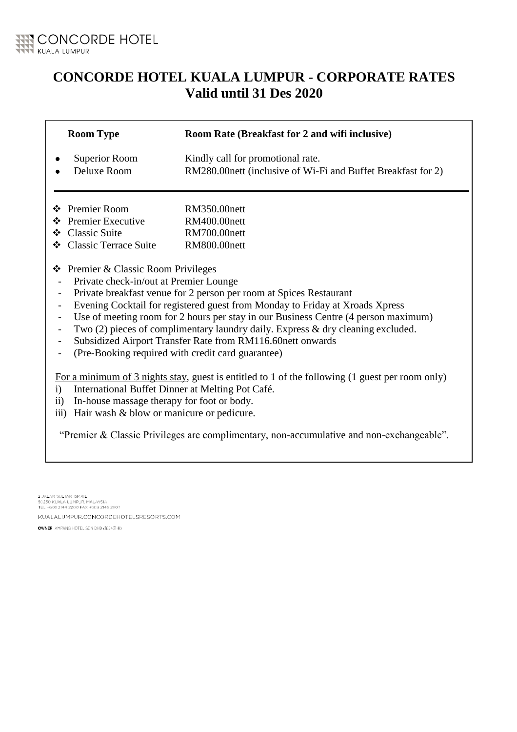# CONCORDE HOTEL KUALA LUMPUR - CORPORATE RATES
## Valid until 31 Des 2020

| Room Type | Room Rate (Breakfast for 2 and wifi inclusive) |
|---|---|
| • Superior Room | Kindly call for promotional rate. |
| • Deluxe Room | RM280.00nett (inclusive of Wi-Fi and Buffet Breakfast for 2) |

| | |
|---|---|
| ❖ Premier Room | RM350.00nett |
| ❖ Premier Executive | RM400.00nett |
| ❖ Classic Suite | RM700.00nett |
| ❖ Classic Terrace Suite | RM800.00nett |

❖ Premier & Classic Room Privileges

- Private check-in/out at Premier Lounge
- Private breakfast venue for 2 person per room at Spices Restaurant
- Evening Cocktail for registered guest from Monday to Friday at Xroads Xpress
- Use of meeting room for 2 hours per stay in our Business Centre (4 person maximum)
- Two (2) pieces of complimentary laundry daily. Express & dry cleaning excluded.
- Subsidized Airport Transfer Rate from RM116.60nett onwards
- (Pre-Booking required with credit card guarantee)

For a minimum of 3 nights stay, guest is entitled to 1 of the following (1 guest per room only)

i) International Buffet Dinner at Melting Pot Café.
ii) In-house massage therapy for foot or body.
iii) Hair wash & blow or manicure or pedicure.

"Premier & Classic Privileges are complimentary, non-accumulative and non-exchangeable".

2 JALAN SULTAN ISMAIL
50250 KUALA LUMPUR, MALAYSIA
TEL +603 2144 2200 FAX +603 2145 2007

KUALALUMPUR.CONCORDEHOTELSRESORTS.COM

OWNER AMPANG HOTEL SDN BHD (10243-H)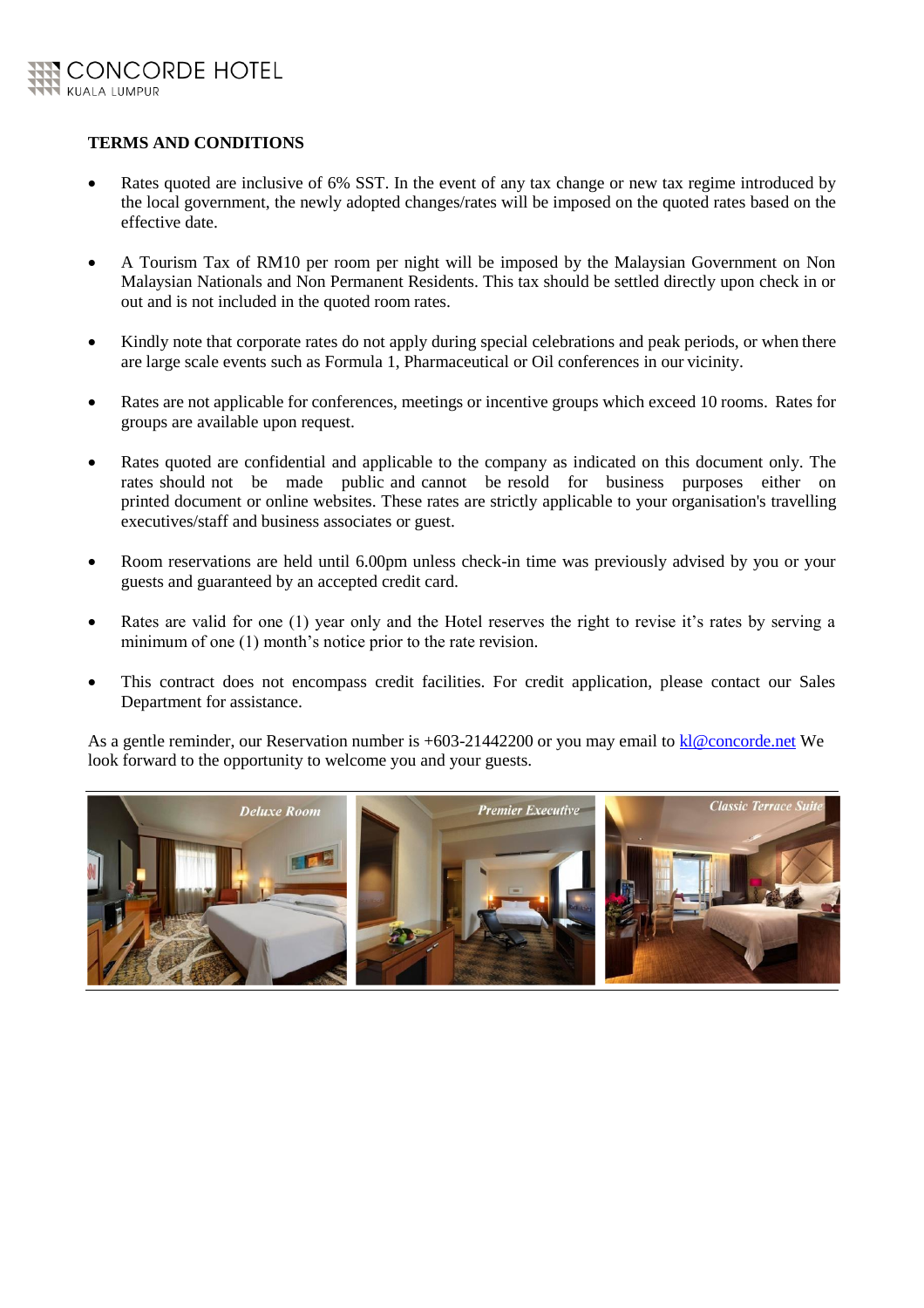**TERMS AND CONDITIONS**

- Rates quoted are inclusive of 6% SST. In the event of any tax change or new tax regime introduced by the local government, the newly adopted changes/rates will be imposed on the quoted rates based on the effective date.
- A Tourism Tax of RM10 per room per night will be imposed by the Malaysian Government on Non Malaysian Nationals and Non Permanent Residents. This tax should be settled directly upon check in or out and is not included in the quoted room rates.
- Kindly note that corporate rates do not apply during special celebrations and peak periods, or when there are large scale events such as Formula 1, Pharmaceutical or Oil conferences in our vicinity.
- Rates are not applicable for conferences, meetings or incentive groups which exceed 10 rooms. Rates for groups are available upon request.
- Rates quoted are confidential and applicable to the company as indicated on this document only. The rates should not be made public and cannot be resold for business purposes either on printed document or online websites. These rates are strictly applicable to your organisation's travelling executives/staff and business associates or guest.
- Room reservations are held until 6.00pm unless check-in time was previously advised by you or your guests and guaranteed by an accepted credit card.
- Rates are valid for one (1) year only and the Hotel reserves the right to revise it's rates by serving a minimum of one (1) month's notice prior to the rate revision.
- This contract does not encompass credit facilities. For credit application, please contact our Sales Department for assistance.

As a gentle reminder, our Reservation number is +603-21442200 or you may email to kl@concorde.net We look forward to the opportunity to welcome you and your guests.

*Deluxe Room*

*Premier Executive*

*Classic Terrace Suite*